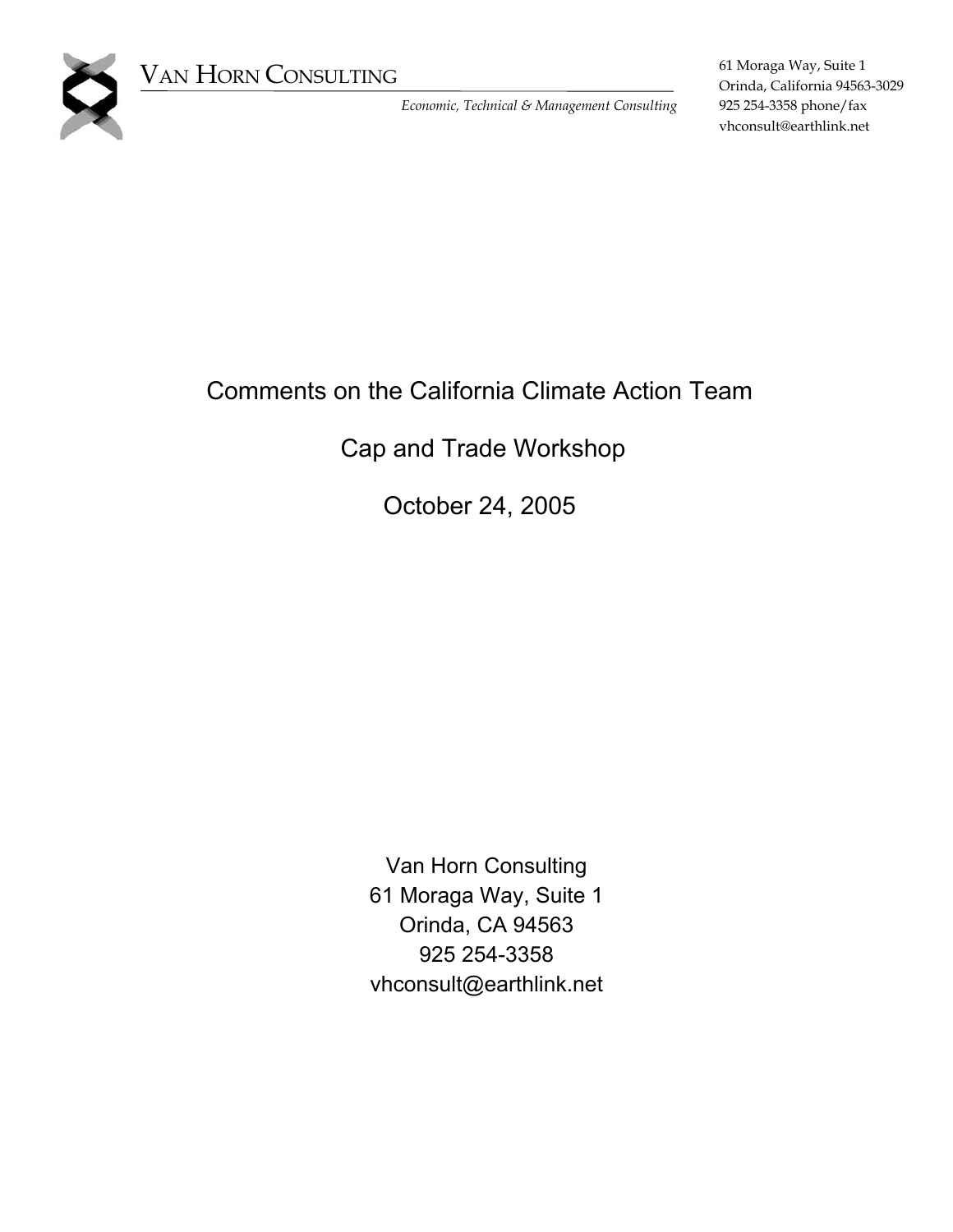VAN HORN CONSULTING

*Economic, Technical & Management Consulting*

61 Moraga Way, Suite 1
Orinda, California 94563-3029
925 254-3358 phone/fax
vhconsult@earthlink.net

# Comments on the California Climate Action Team

## Cap and Trade Workshop

## October 24, 2005

Van Horn Consulting
61 Moraga Way, Suite 1
Orinda, CA 94563
925 254-3358
vhconsult@earthlink.net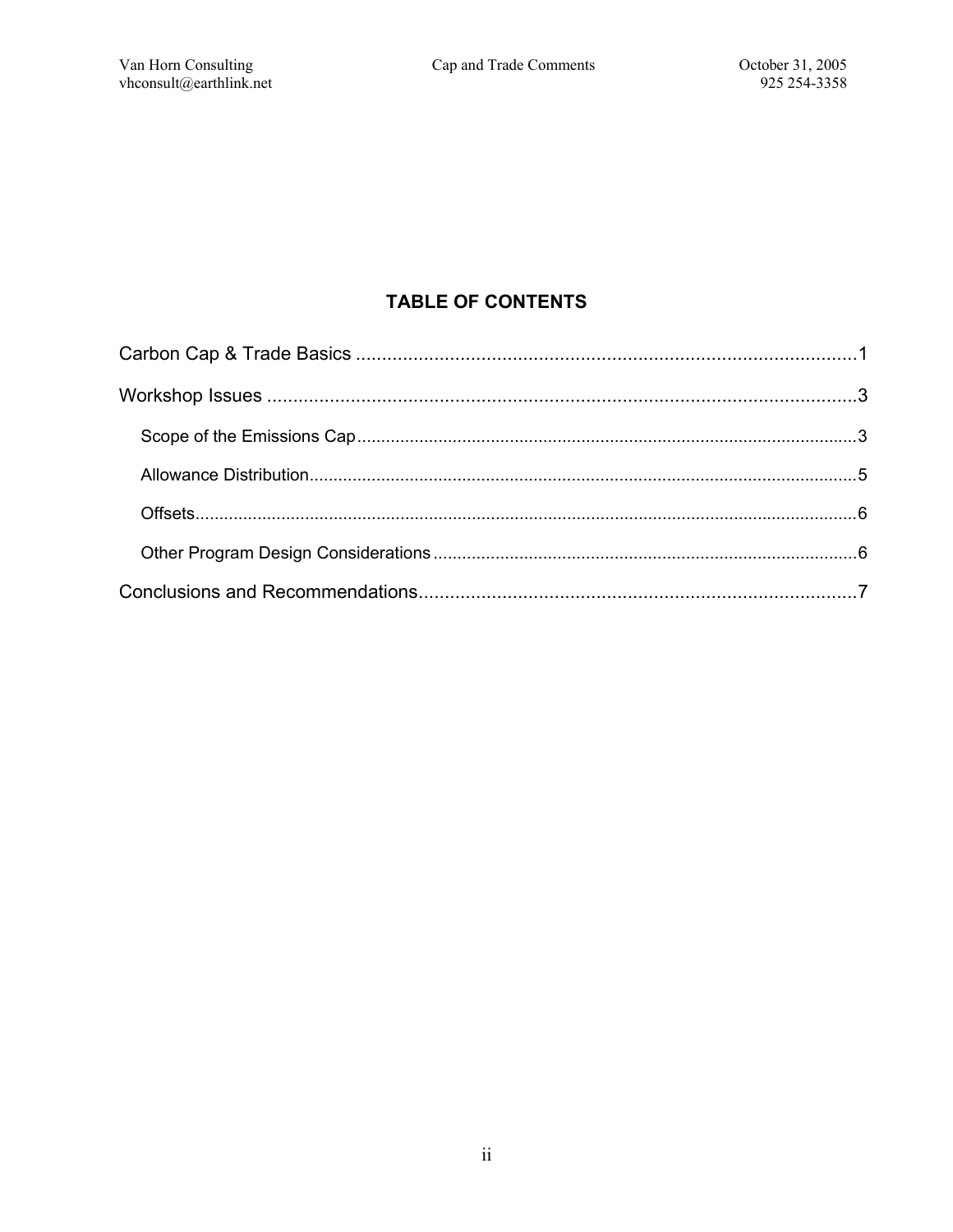## TABLE OF CONTENTS

Carbon Cap & Trade Basics ....................................................................................................1

Workshop Issues ......................................................................................................................3

- Scope of the Emissions Cap ..............................................................................................3
- Allowance Distribution.......................................................................................................5
- Offsets................................................................................................................................6
- Other Program Design Considerations ..............................................................................6

Conclusions and Recommendations.........................................................................................7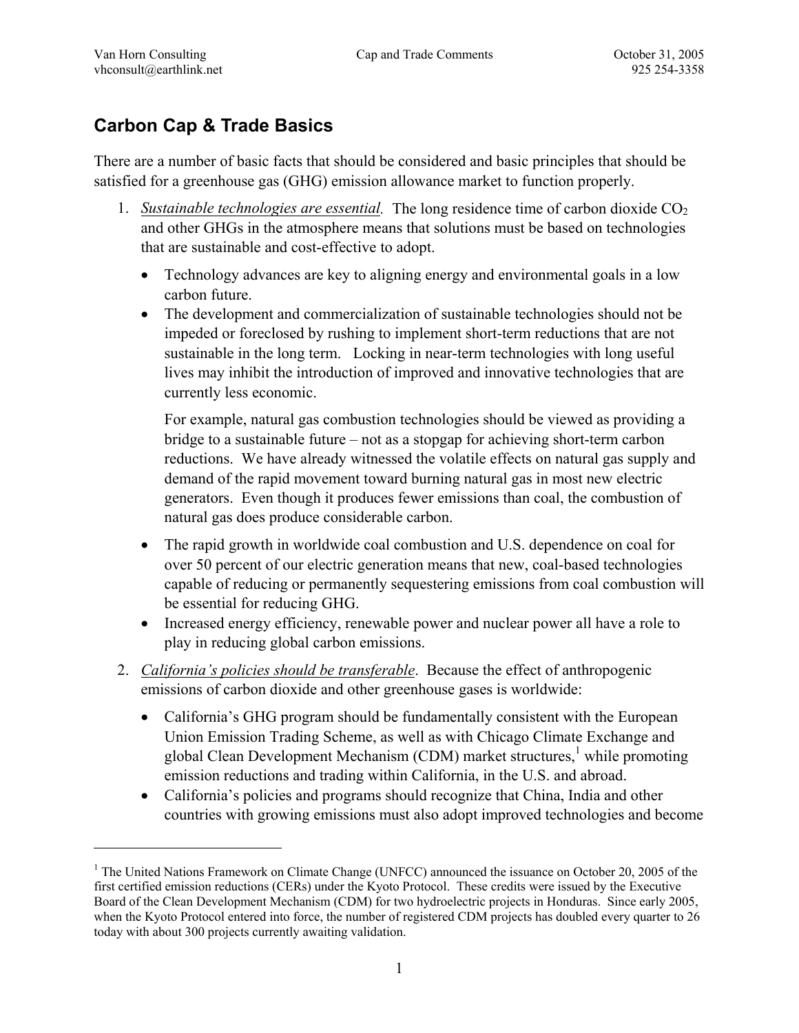## Carbon Cap & Trade Basics

There are a number of basic facts that should be considered and basic principles that should be satisfied for a greenhouse gas (GHG) emission allowance market to function properly.

1. *Sustainable technologies are essential.* The long residence time of carbon dioxide $CO_2$ and other GHGs in the atmosphere means that solutions must be based on technologies that are sustainable and cost-effective to adopt.

   - Technology advances are key to aligning energy and environmental goals in a low carbon future.
   - The development and commercialization of sustainable technologies should not be impeded or foreclosed by rushing to implement short-term reductions that are not sustainable in the long term. Locking in near-term technologies with long useful lives may inhibit the introduction of improved and innovative technologies that are currently less economic.

     For example, natural gas combustion technologies should be viewed as providing a bridge to a sustainable future – not as a stopgap for achieving short-term carbon reductions. We have already witnessed the volatile effects on natural gas supply and demand of the rapid movement toward burning natural gas in most new electric generators. Even though it produces fewer emissions than coal, the combustion of natural gas does produce considerable carbon.

   - The rapid growth in worldwide coal combustion and U.S. dependence on coal for over 50 percent of our electric generation means that new, coal-based technologies capable of reducing or permanently sequestering emissions from coal combustion will be essential for reducing GHG.
   - Increased energy efficiency, renewable power and nuclear power all have a role to play in reducing global carbon emissions.

2. *California's policies should be transferable.* Because the effect of anthropogenic emissions of carbon dioxide and other greenhouse gases is worldwide:

   - California's GHG program should be fundamentally consistent with the European Union Emission Trading Scheme, as well as with Chicago Climate Exchange and global Clean Development Mechanism (CDM) market structures,[1] while promoting emission reductions and trading within California, in the U.S. and abroad.
   - California's policies and programs should recognize that China, India and other countries with growing emissions must also adopt improved technologies and become

---

[1] The United Nations Framework on Climate Change (UNFCC) announced the issuance on October 20, 2005 of the first certified emission reductions (CERs) under the Kyoto Protocol. These credits were issued by the Executive Board of the Clean Development Mechanism (CDM) for two hydroelectric projects in Honduras. Since early 2005, when the Kyoto Protocol entered into force, the number of registered CDM projects has doubled every quarter to 26 today with about 300 projects currently awaiting validation.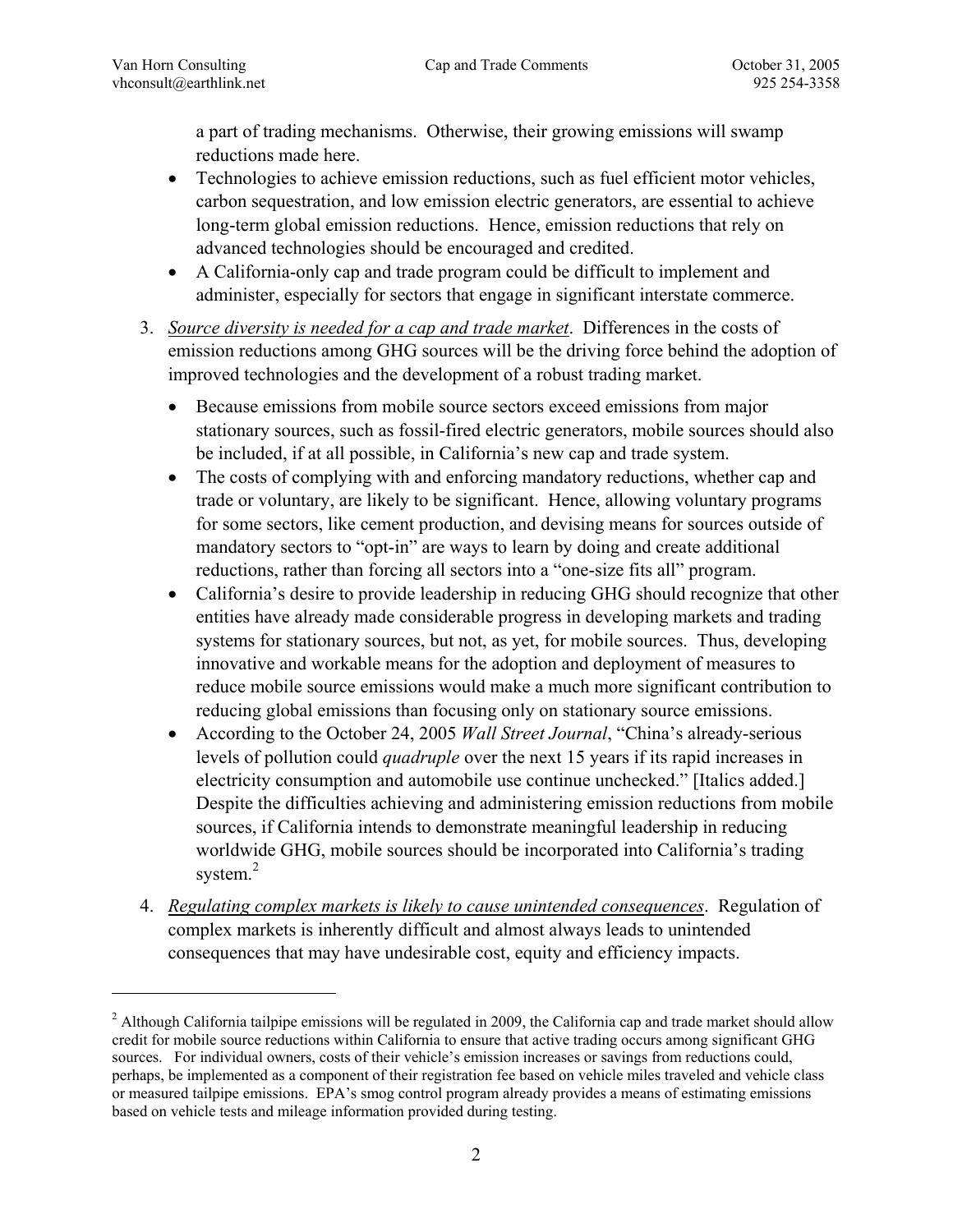a part of trading mechanisms. Otherwise, their growing emissions will swamp reductions made here.

- Technologies to achieve emission reductions, such as fuel efficient motor vehicles, carbon sequestration, and low emission electric generators, are essential to achieve long-term global emission reductions. Hence, emission reductions that rely on advanced technologies should be encouraged and credited.
- A California-only cap and trade program could be difficult to implement and administer, especially for sectors that engage in significant interstate commerce.

3. <u>Source diversity is needed for a cap and trade market</u>. Differences in the costs of emission reductions among GHG sources will be the driving force behind the adoption of improved technologies and the development of a robust trading market.

   - Because emissions from mobile source sectors exceed emissions from major stationary sources, such as fossil-fired electric generators, mobile sources should also be included, if at all possible, in California's new cap and trade system.
   - The costs of complying with and enforcing mandatory reductions, whether cap and trade or voluntary, are likely to be significant. Hence, allowing voluntary programs for some sectors, like cement production, and devising means for sources outside of mandatory sectors to "opt-in" are ways to learn by doing and create additional reductions, rather than forcing all sectors into a "one-size fits all" program.
   - California's desire to provide leadership in reducing GHG should recognize that other entities have already made considerable progress in developing markets and trading systems for stationary sources, but not, as yet, for mobile sources. Thus, developing innovative and workable means for the adoption and deployment of measures to reduce mobile source emissions would make a much more significant contribution to reducing global emissions than focusing only on stationary source emissions.
   - According to the October 24, 2005 *Wall Street Journal*, "China's already-serious levels of pollution could *quadruple* over the next 15 years if its rapid increases in electricity consumption and automobile use continue unchecked." [Italics added.] Despite the difficulties achieving and administering emission reductions from mobile sources, if California intends to demonstrate meaningful leadership in reducing worldwide GHG, mobile sources should be incorporated into California's trading system.[2]

4. <u>Regulating complex markets is likely to cause unintended consequences</u>. Regulation of complex markets is inherently difficult and almost always leads to unintended consequences that may have undesirable cost, equity and efficiency impacts.

---

[2] Although California tailpipe emissions will be regulated in 2009, the California cap and trade market should allow credit for mobile source reductions within California to ensure that active trading occurs among significant GHG sources. For individual owners, costs of their vehicle's emission increases or savings from reductions could, perhaps, be implemented as a component of their registration fee based on vehicle miles traveled and vehicle class or measured tailpipe emissions. EPA's smog control program already provides a means of estimating emissions based on vehicle tests and mileage information provided during testing.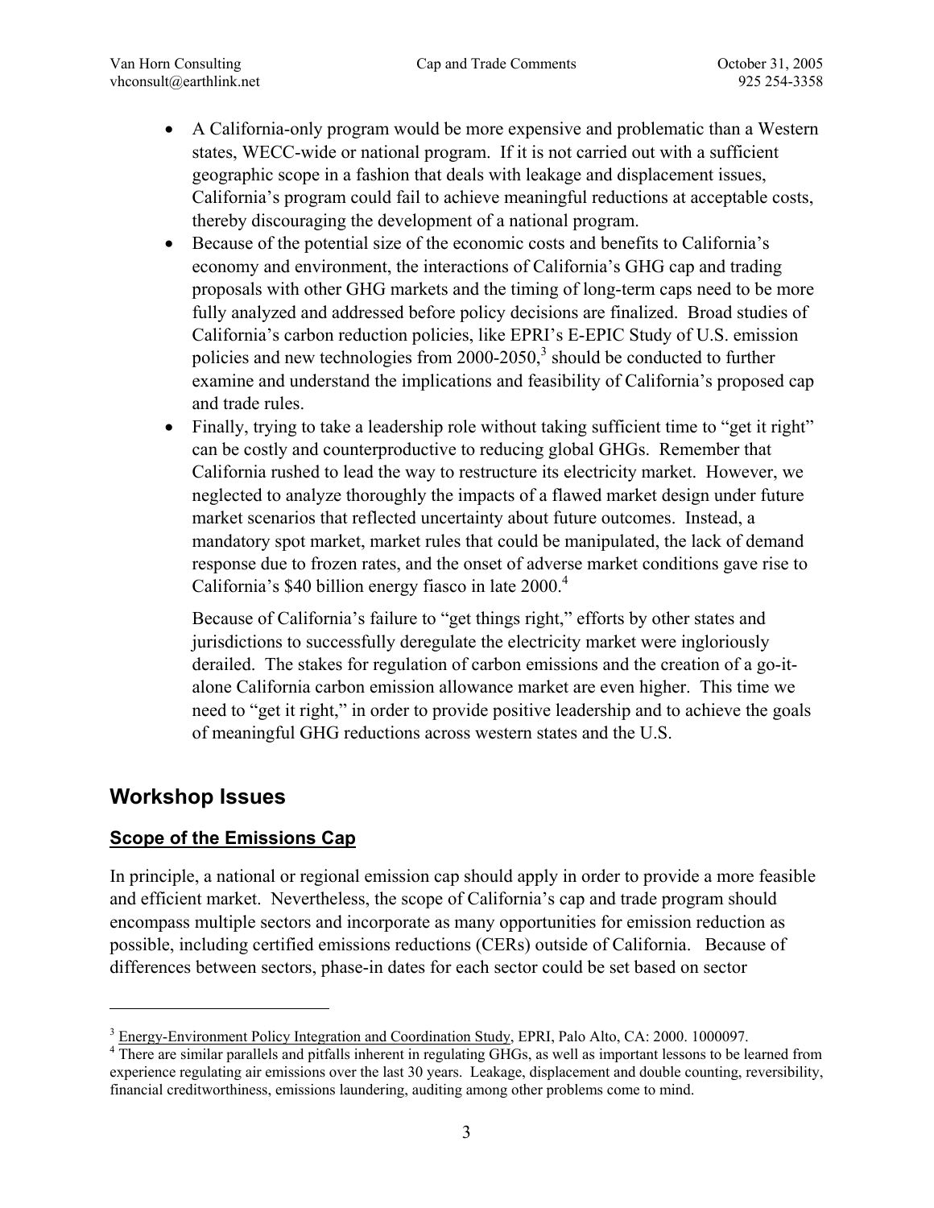- A California-only program would be more expensive and problematic than a Western states, WECC-wide or national program. If it is not carried out with a sufficient geographic scope in a fashion that deals with leakage and displacement issues, California's program could fail to achieve meaningful reductions at acceptable costs, thereby discouraging the development of a national program.
- Because of the potential size of the economic costs and benefits to California's economy and environment, the interactions of California's GHG cap and trading proposals with other GHG markets and the timing of long-term caps need to be more fully analyzed and addressed before policy decisions are finalized. Broad studies of California's carbon reduction policies, like EPRI's E-EPIC Study of U.S. emission policies and new technologies from 2000-2050,[3] should be conducted to further examine and understand the implications and feasibility of California's proposed cap and trade rules.
- Finally, trying to take a leadership role without taking sufficient time to "get it right" can be costly and counterproductive to reducing global GHGs. Remember that California rushed to lead the way to restructure its electricity market. However, we neglected to analyze thoroughly the impacts of a flawed market design under future market scenarios that reflected uncertainty about future outcomes. Instead, a mandatory spot market, market rules that could be manipulated, the lack of demand response due to frozen rates, and the onset of adverse market conditions gave rise to California's $40 billion energy fiasco in late 2000.[4]

  Because of California's failure to "get things right," efforts by other states and jurisdictions to successfully deregulate the electricity market were ingloriously derailed. The stakes for regulation of carbon emissions and the creation of a go-it-alone California carbon emission allowance market are even higher. This time we need to "get it right," in order to provide positive leadership and to achieve the goals of meaningful GHG reductions across western states and the U.S.

## Workshop Issues

### Scope of the Emissions Cap

In principle, a national or regional emission cap should apply in order to provide a more feasible and efficient market. Nevertheless, the scope of California's cap and trade program should encompass multiple sectors and incorporate as many opportunities for emission reduction as possible, including certified emissions reductions (CERs) outside of California. Because of differences between sectors, phase-in dates for each sector could be set based on sector

---

[3] Energy-Environment Policy Integration and Coordination Study, EPRI, Palo Alto, CA: 2000. 1000097.

[4] There are similar parallels and pitfalls inherent in regulating GHGs, as well as important lessons to be learned from experience regulating air emissions over the last 30 years. Leakage, displacement and double counting, reversibility, financial creditworthiness, emissions laundering, auditing among other problems come to mind.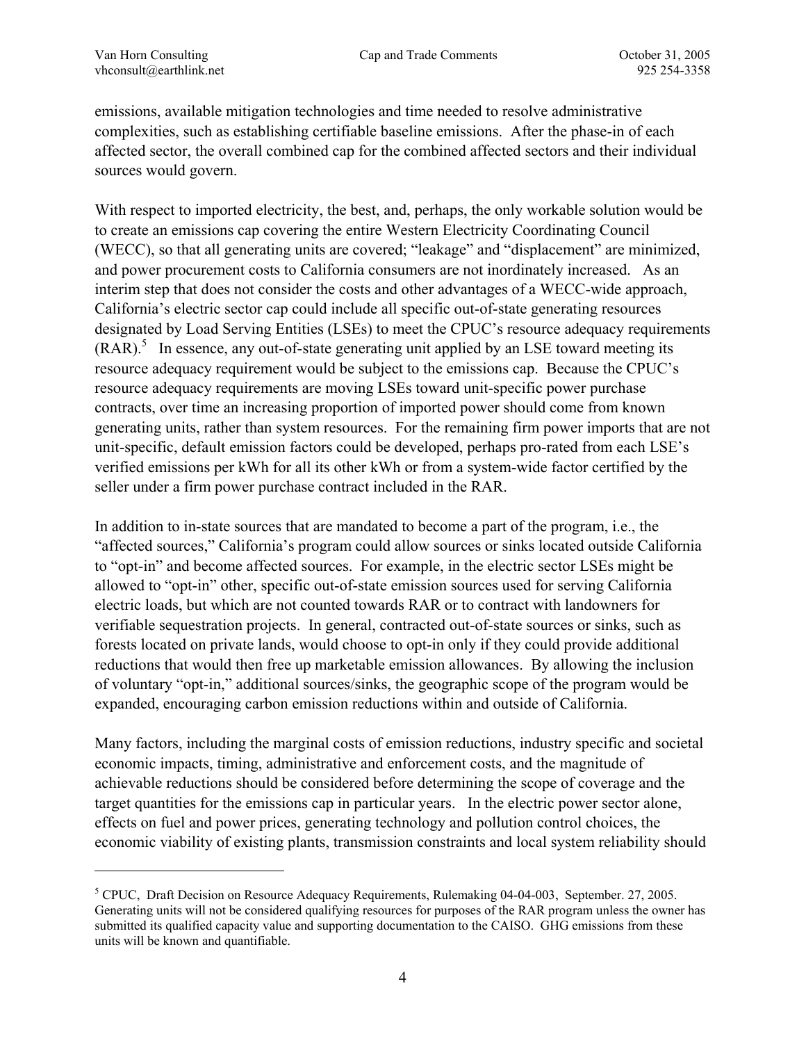emissions, available mitigation technologies and time needed to resolve administrative complexities, such as establishing certifiable baseline emissions. After the phase-in of each affected sector, the overall combined cap for the combined affected sectors and their individual sources would govern.

With respect to imported electricity, the best, and, perhaps, the only workable solution would be to create an emissions cap covering the entire Western Electricity Coordinating Council (WECC), so that all generating units are covered; "leakage" and "displacement" are minimized, and power procurement costs to California consumers are not inordinately increased. As an interim step that does not consider the costs and other advantages of a WECC-wide approach, California's electric sector cap could include all specific out-of-state generating resources designated by Load Serving Entities (LSEs) to meet the CPUC's resource adequacy requirements (RAR).[5] In essence, any out-of-state generating unit applied by an LSE toward meeting its resource adequacy requirement would be subject to the emissions cap. Because the CPUC's resource adequacy requirements are moving LSEs toward unit-specific power purchase contracts, over time an increasing proportion of imported power should come from known generating units, rather than system resources. For the remaining firm power imports that are not unit-specific, default emission factors could be developed, perhaps pro-rated from each LSE's verified emissions per kWh for all its other kWh or from a system-wide factor certified by the seller under a firm power purchase contract included in the RAR.

In addition to in-state sources that are mandated to become a part of the program, i.e., the "affected sources," California's program could allow sources or sinks located outside California to "opt-in" and become affected sources. For example, in the electric sector LSEs might be allowed to "opt-in" other, specific out-of-state emission sources used for serving California electric loads, but which are not counted towards RAR or to contract with landowners for verifiable sequestration projects. In general, contracted out-of-state sources or sinks, such as forests located on private lands, would choose to opt-in only if they could provide additional reductions that would then free up marketable emission allowances. By allowing the inclusion of voluntary "opt-in," additional sources/sinks, the geographic scope of the program would be expanded, encouraging carbon emission reductions within and outside of California.

Many factors, including the marginal costs of emission reductions, industry specific and societal economic impacts, timing, administrative and enforcement costs, and the magnitude of achievable reductions should be considered before determining the scope of coverage and the target quantities for the emissions cap in particular years. In the electric power sector alone, effects on fuel and power prices, generating technology and pollution control choices, the economic viability of existing plants, transmission constraints and local system reliability should

---

[5] CPUC, Draft Decision on Resource Adequacy Requirements, Rulemaking 04-04-003, September. 27, 2005. Generating units will not be considered qualifying resources for purposes of the RAR program unless the owner has submitted its qualified capacity value and supporting documentation to the CAISO. GHG emissions from these units will be known and quantifiable.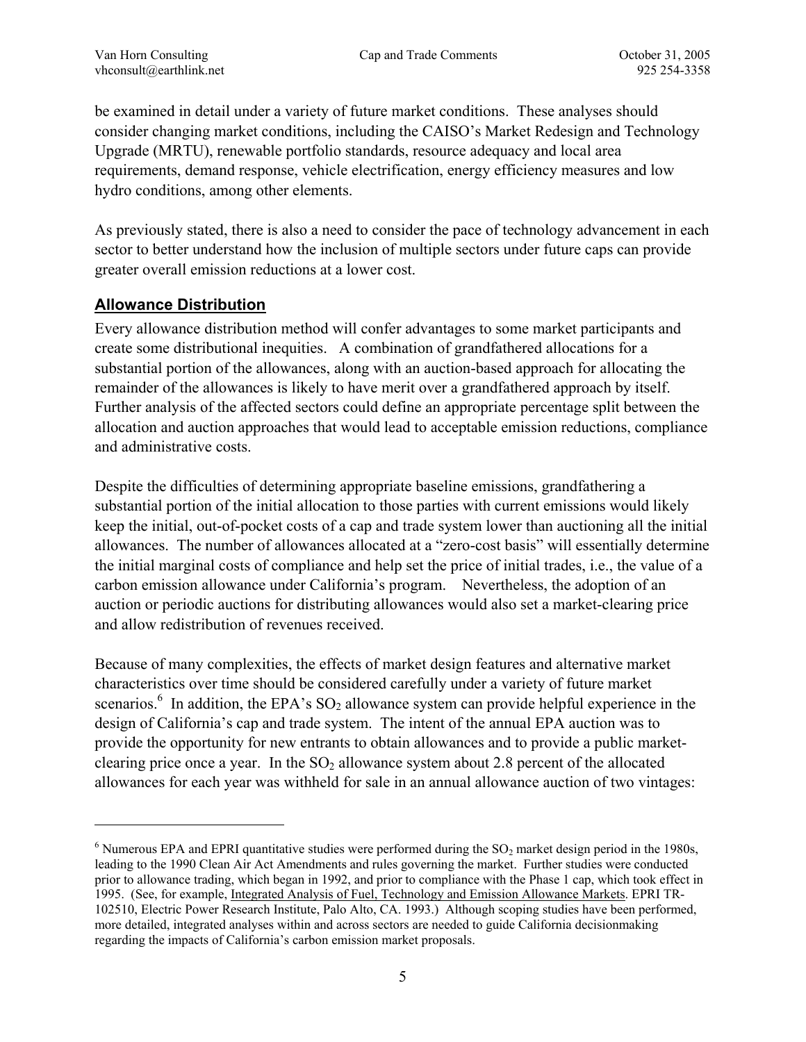be examined in detail under a variety of future market conditions. These analyses should consider changing market conditions, including the CAISO's Market Redesign and Technology Upgrade (MRTU), renewable portfolio standards, resource adequacy and local area requirements, demand response, vehicle electrification, energy efficiency measures and low hydro conditions, among other elements.

As previously stated, there is also a need to consider the pace of technology advancement in each sector to better understand how the inclusion of multiple sectors under future caps can provide greater overall emission reductions at a lower cost.

## Allowance Distribution

Every allowance distribution method will confer advantages to some market participants and create some distributional inequities. A combination of grandfathered allocations for a substantial portion of the allowances, along with an auction-based approach for allocating the remainder of the allowances is likely to have merit over a grandfathered approach by itself. Further analysis of the affected sectors could define an appropriate percentage split between the allocation and auction approaches that would lead to acceptable emission reductions, compliance and administrative costs.

Despite the difficulties of determining appropriate baseline emissions, grandfathering a substantial portion of the initial allocation to those parties with current emissions would likely keep the initial, out-of-pocket costs of a cap and trade system lower than auctioning all the initial allowances. The number of allowances allocated at a "zero-cost basis" will essentially determine the initial marginal costs of compliance and help set the price of initial trades, i.e., the value of a carbon emission allowance under California's program. Nevertheless, the adoption of an auction or periodic auctions for distributing allowances would also set a market-clearing price and allow redistribution of revenues received.

Because of many complexities, the effects of market design features and alternative market characteristics over time should be considered carefully under a variety of future market scenarios.[6] In addition, the EPA's $SO_2$ allowance system can provide helpful experience in the design of California's cap and trade system. The intent of the annual EPA auction was to provide the opportunity for new entrants to obtain allowances and to provide a public market-clearing price once a year. In the $SO_2$ allowance system about 2.8 percent of the allocated allowances for each year was withheld for sale in an annual allowance auction of two vintages:

---

[6] Numerous EPA and EPRI quantitative studies were performed during the $SO_2$ market design period in the 1980s, leading to the 1990 Clean Air Act Amendments and rules governing the market. Further studies were conducted prior to allowance trading, which began in 1992, and prior to compliance with the Phase 1 cap, which took effect in 1995. (See, for example, Integrated Analysis of Fuel, Technology and Emission Allowance Markets. EPRI TR-102510, Electric Power Research Institute, Palo Alto, CA. 1993.) Although scoping studies have been performed, more detailed, integrated analyses within and across sectors are needed to guide California decisionmaking regarding the impacts of California's carbon emission market proposals.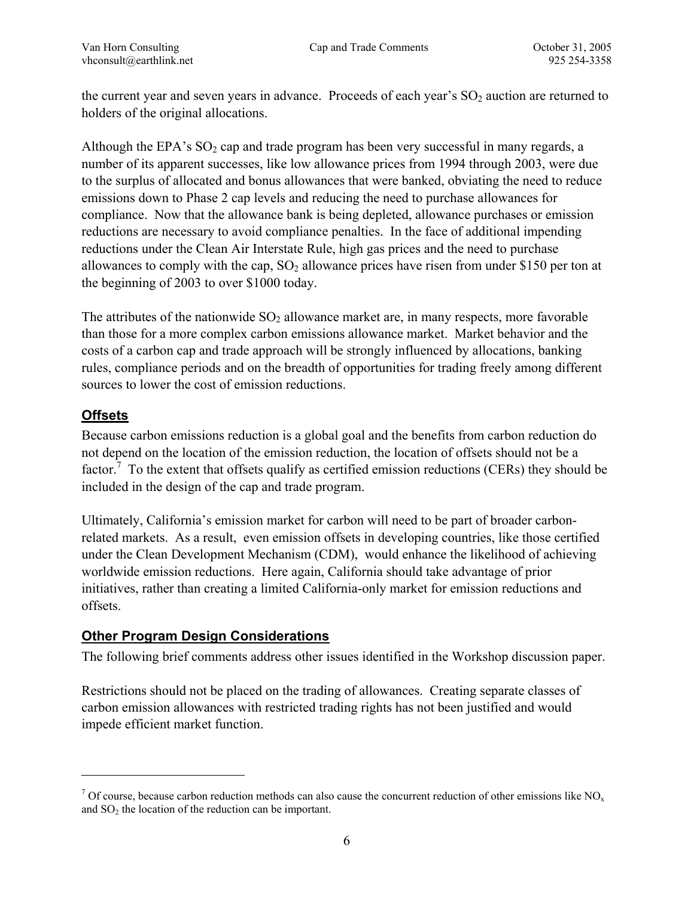the current year and seven years in advance. Proceeds of each year's $SO_2$ auction are returned to holders of the original allocations.

Although the EPA's $SO_2$ cap and trade program has been very successful in many regards, a number of its apparent successes, like low allowance prices from 1994 through 2003, were due to the surplus of allocated and bonus allowances that were banked, obviating the need to reduce emissions down to Phase 2 cap levels and reducing the need to purchase allowances for compliance. Now that the allowance bank is being depleted, allowance purchases or emission reductions are necessary to avoid compliance penalties. In the face of additional impending reductions under the Clean Air Interstate Rule, high gas prices and the need to purchase allowances to comply with the cap, $SO_2$ allowance prices have risen from under \$150 per ton at the beginning of 2003 to over \$1000 today.

The attributes of the nationwide $SO_2$ allowance market are, in many respects, more favorable than those for a more complex carbon emissions allowance market. Market behavior and the costs of a carbon cap and trade approach will be strongly influenced by allocations, banking rules, compliance periods and on the breadth of opportunities for trading freely among different sources to lower the cost of emission reductions.

## Offsets

Because carbon emissions reduction is a global goal and the benefits from carbon reduction do not depend on the location of the emission reduction, the location of offsets should not be a factor.[7] To the extent that offsets qualify as certified emission reductions (CERs) they should be included in the design of the cap and trade program.

Ultimately, California's emission market for carbon will need to be part of broader carbon-related markets. As a result, even emission offsets in developing countries, like those certified under the Clean Development Mechanism (CDM), would enhance the likelihood of achieving worldwide emission reductions. Here again, California should take advantage of prior initiatives, rather than creating a limited California-only market for emission reductions and offsets.

## Other Program Design Considerations

The following brief comments address other issues identified in the Workshop discussion paper.

Restrictions should not be placed on the trading of allowances. Creating separate classes of carbon emission allowances with restricted trading rights has not been justified and would impede efficient market function.

---

[7] Of course, because carbon reduction methods can also cause the concurrent reduction of other emissions like $NO_x$ and $SO_2$ the location of the reduction can be important.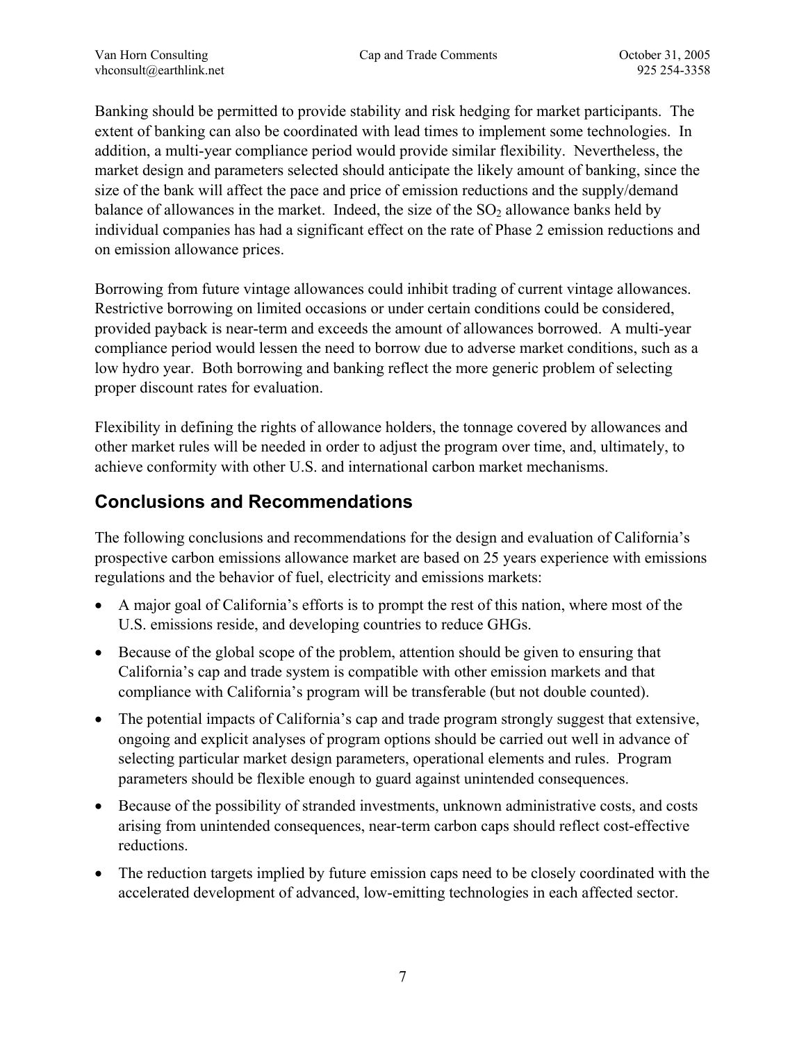Banking should be permitted to provide stability and risk hedging for market participants. The extent of banking can also be coordinated with lead times to implement some technologies. In addition, a multi-year compliance period would provide similar flexibility. Nevertheless, the market design and parameters selected should anticipate the likely amount of banking, since the size of the bank will affect the pace and price of emission reductions and the supply/demand balance of allowances in the market. Indeed, the size of the $SO_2$ allowance banks held by individual companies has had a significant effect on the rate of Phase 2 emission reductions and on emission allowance prices.

Borrowing from future vintage allowances could inhibit trading of current vintage allowances. Restrictive borrowing on limited occasions or under certain conditions could be considered, provided payback is near-term and exceeds the amount of allowances borrowed. A multi-year compliance period would lessen the need to borrow due to adverse market conditions, such as a low hydro year. Both borrowing and banking reflect the more generic problem of selecting proper discount rates for evaluation.

Flexibility in defining the rights of allowance holders, the tonnage covered by allowances and other market rules will be needed in order to adjust the program over time, and, ultimately, to achieve conformity with other U.S. and international carbon market mechanisms.

## Conclusions and Recommendations

The following conclusions and recommendations for the design and evaluation of California's prospective carbon emissions allowance market are based on 25 years experience with emissions regulations and the behavior of fuel, electricity and emissions markets:

- A major goal of California's efforts is to prompt the rest of this nation, where most of the U.S. emissions reside, and developing countries to reduce GHGs.
- Because of the global scope of the problem, attention should be given to ensuring that California's cap and trade system is compatible with other emission markets and that compliance with California's program will be transferable (but not double counted).
- The potential impacts of California's cap and trade program strongly suggest that extensive, ongoing and explicit analyses of program options should be carried out well in advance of selecting particular market design parameters, operational elements and rules. Program parameters should be flexible enough to guard against unintended consequences.
- Because of the possibility of stranded investments, unknown administrative costs, and costs arising from unintended consequences, near-term carbon caps should reflect cost-effective reductions.
- The reduction targets implied by future emission caps need to be closely coordinated with the accelerated development of advanced, low-emitting technologies in each affected sector.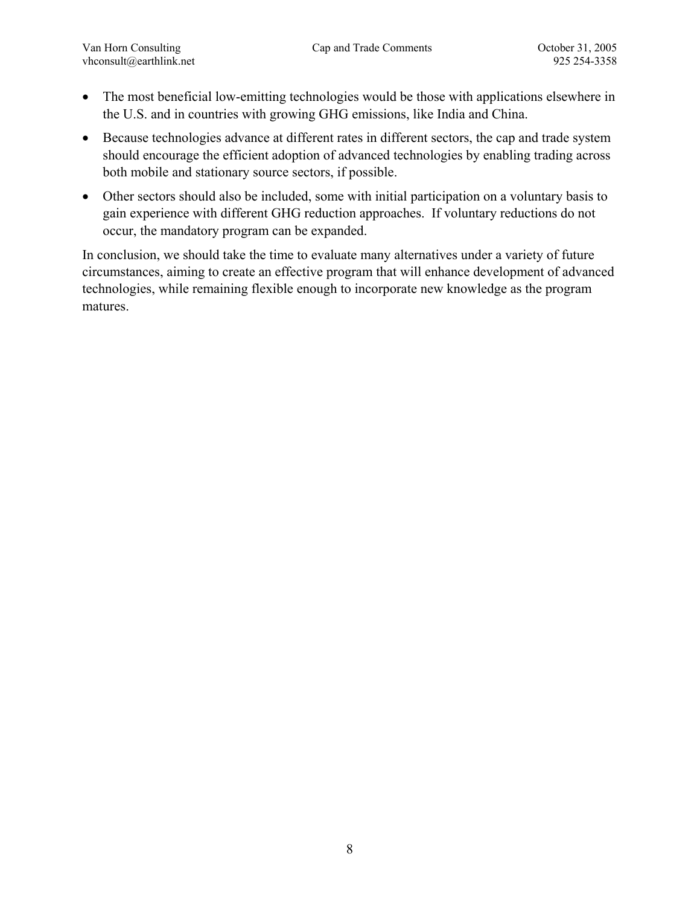- The most beneficial low-emitting technologies would be those with applications elsewhere in the U.S. and in countries with growing GHG emissions, like India and China.
- Because technologies advance at different rates in different sectors, the cap and trade system should encourage the efficient adoption of advanced technologies by enabling trading across both mobile and stationary source sectors, if possible.
- Other sectors should also be included, some with initial participation on a voluntary basis to gain experience with different GHG reduction approaches. If voluntary reductions do not occur, the mandatory program can be expanded.

In conclusion, we should take the time to evaluate many alternatives under a variety of future circumstances, aiming to create an effective program that will enhance development of advanced technologies, while remaining flexible enough to incorporate new knowledge as the program matures.